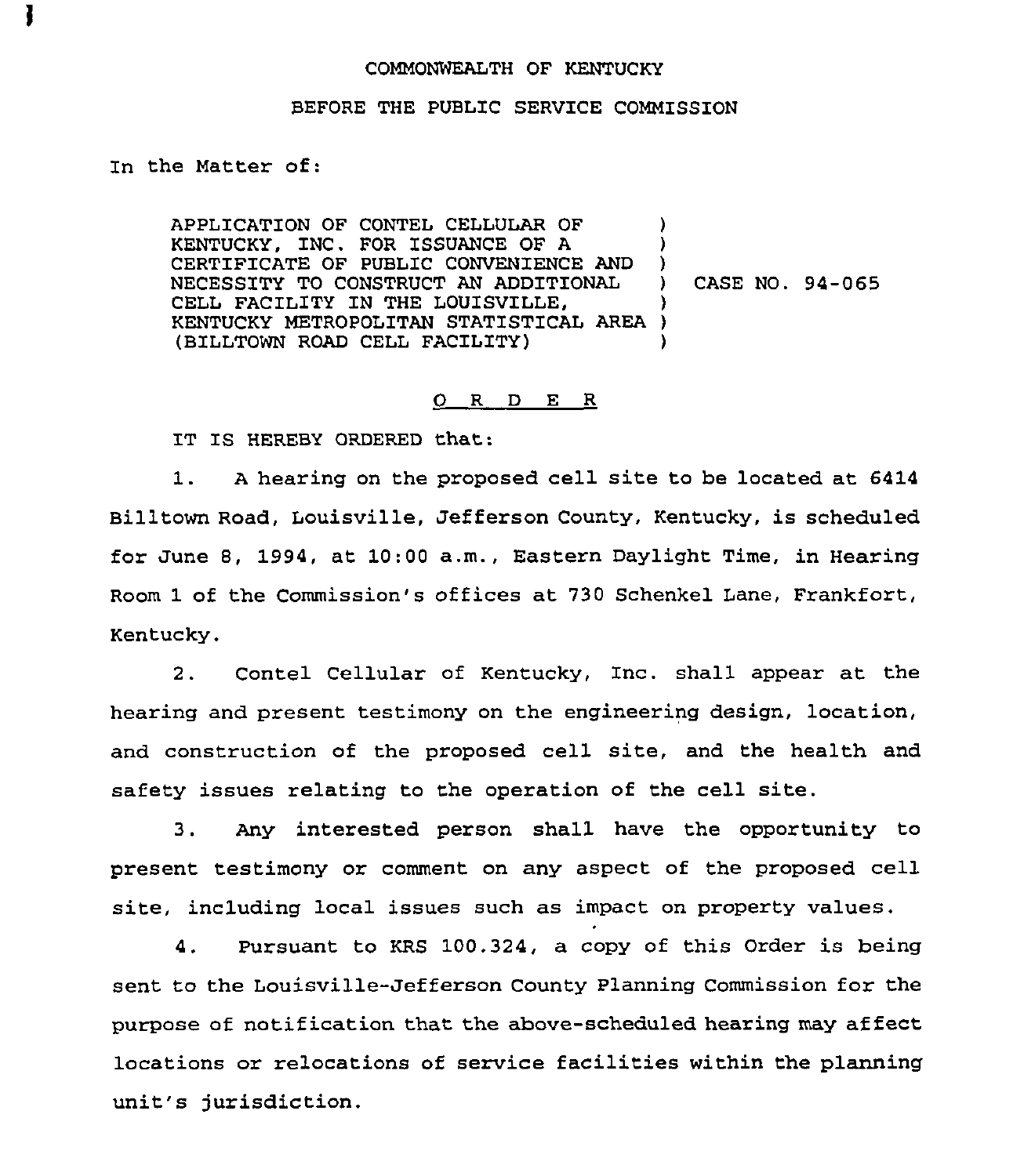COMMONWEALTH OF KENTUCKY

BEFORE THE PUBLIC SERVICE COMMISSION

In the Matter of:

| | | |
|---|---|---|
| APPLICATION OF CONTEL CELLULAR OF KENTUCKY, INC. FOR ISSUANCE OF A CERTIFICATE OF PUBLIC CONVENIENCE AND NECESSITY TO CONSTRUCT AN ADDITIONAL CELL FACILITY IN THE LOUISVILLE, KENTUCKY METROPOLITAN STATISTICAL AREA (BILLTOWN ROAD CELL FACILITY) | ) | CASE NO. 94-065 |

## O R D E R

IT IS HEREBY ORDERED that:

1. A hearing on the proposed cell site to be located at 6414 Billtown Road, Louisville, Jefferson County, Kentucky, is scheduled for June 8, 1994, at 10:00 a.m., Eastern Daylight Time, in Hearing Room 1 of the Commission's offices at 730 Schenkel Lane, Frankfort, Kentucky.

2. Contel Cellular of Kentucky, Inc. shall appear at the hearing and present testimony on the engineering design, location, and construction of the proposed cell site, and the health and safety issues relating to the operation of the cell site.

3. Any interested person shall have the opportunity to present testimony or comment on any aspect of the proposed cell site, including local issues such as impact on property values.

4. Pursuant to KRS 100.324, a copy of this Order is being sent to the Louisville-Jefferson County Planning Commission for the purpose of notification that the above-scheduled hearing may affect locations or relocations of service facilities within the planning unit's jurisdiction.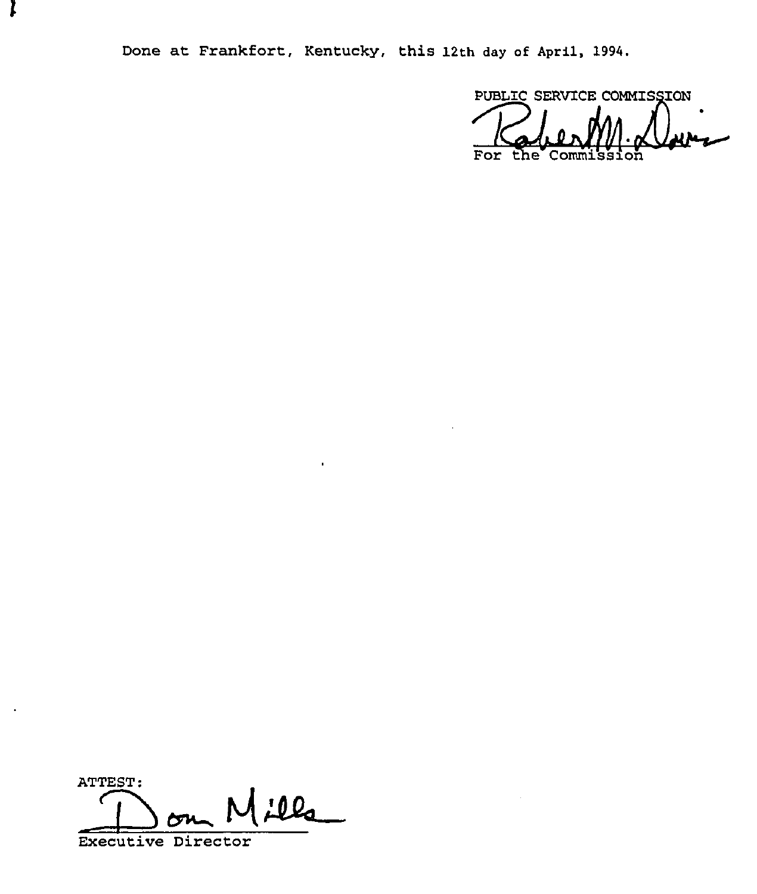Done at Frankfort, Kentucky, this 12th day of April, 1994.

PUBLIC SERVICE COMMISSION

For the Commission

ATTEST:

Executive Director